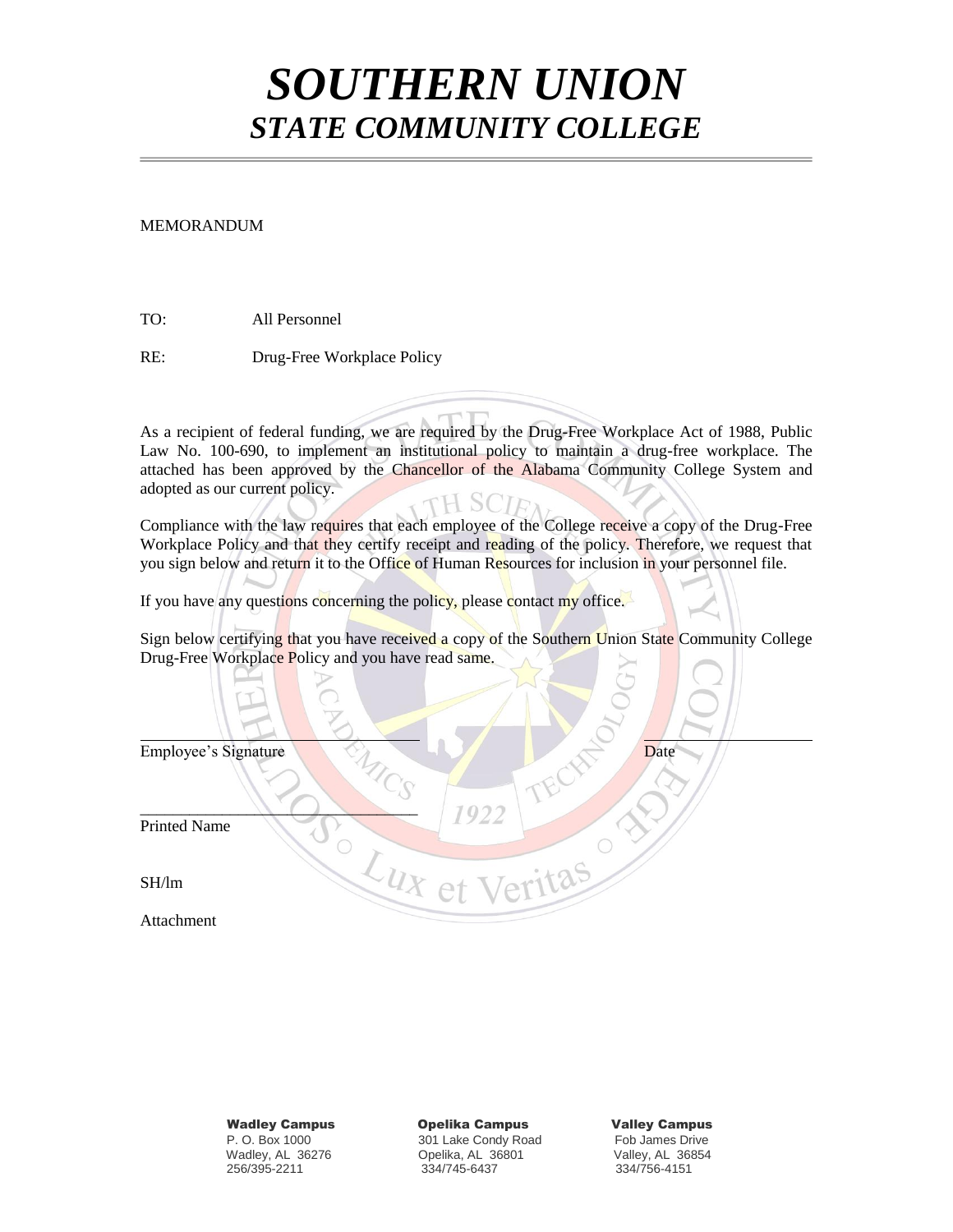# *SOUTHERN UNION*
## *STATE COMMUNITY COLLEGE*

MEMORANDUM

TO: All Personnel

RE: Drug-Free Workplace Policy

As a recipient of federal funding, we are required by the Drug-Free Workplace Act of 1988, Public Law No. 100-690, to implement an institutional policy to maintain a drug-free workplace. The attached has been approved by the Chancellor of the Alabama Community College System and adopted as our current policy.

Compliance with the law requires that each employee of the College receive a copy of the Drug-Free Workplace Policy and that they certify receipt and reading of the policy. Therefore, we request that you sign below and return it to the Office of Human Resources for inclusion in your personnel file.

If you have any questions concerning the policy, please contact my office.

Sign below certifying that you have received a copy of the Southern Union State Community College Drug-Free Workplace Policy and you have read same.

_________________________________ ____________________

Employee's Signature Date

_________________________________

Printed Name

SH/lm

Attachment

**Wadley Campus**
P. O. Box 1000
Wadley, AL 36276
256/395-2211

**Opelika Campus**
301 Lake Condy Road
Opelika, AL 36801
334/745-6437

**Valley Campus**
Fob James Drive
Valley, AL 36854
334/756-4151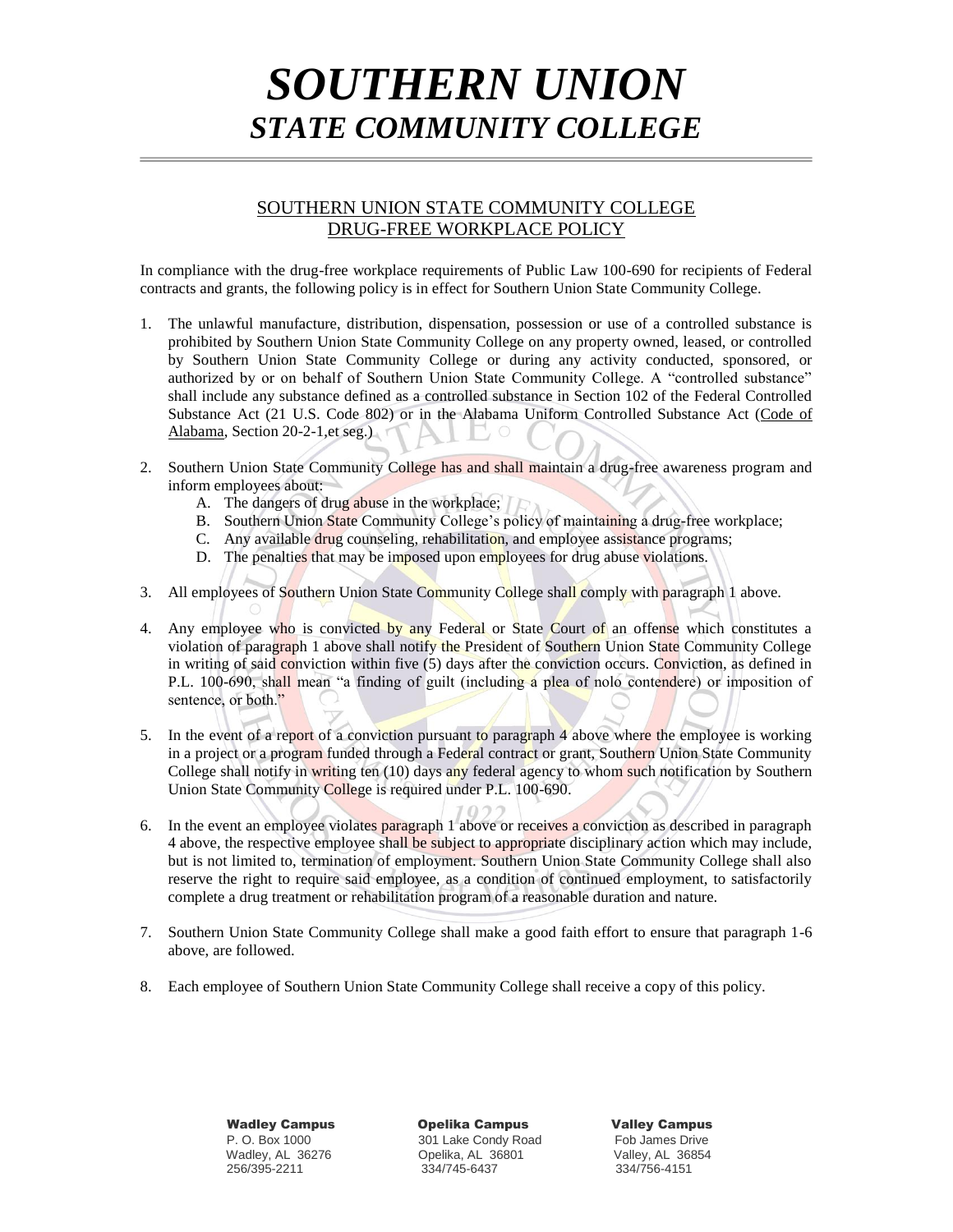# *SOUTHERN UNION*
## *STATE COMMUNITY COLLEGE*

---

## SOUTHERN UNION STATE COMMUNITY COLLEGE DRUG-FREE WORKPLACE POLICY

In compliance with the drug-free workplace requirements of Public Law 100-690 for recipients of Federal contracts and grants, the following policy is in effect for Southern Union State Community College.

1. The unlawful manufacture, distribution, dispensation, possession or use of a controlled substance is prohibited by Southern Union State Community College on any property owned, leased, or controlled by Southern Union State Community College or during any activity conducted, sponsored, or authorized by or on behalf of Southern Union State Community College. A "controlled substance" shall include any substance defined as a controlled substance in Section 102 of the Federal Controlled Substance Act (21 U.S. Code 802) or in the Alabama Uniform Controlled Substance Act (Code of Alabama, Section 20-2-1,et seg.)

2. Southern Union State Community College has and shall maintain a drug-free awareness program and inform employees about:
   A. The dangers of drug abuse in the workplace;
   B. Southern Union State Community College's policy of maintaining a drug-free workplace;
   C. Any available drug counseling, rehabilitation, and employee assistance programs;
   D. The penalties that may be imposed upon employees for drug abuse violations.

3. All employees of Southern Union State Community College shall comply with paragraph 1 above.

4. Any employee who is convicted by any Federal or State Court of an offense which constitutes a violation of paragraph 1 above shall notify the President of Southern Union State Community College in writing of said conviction within five (5) days after the conviction occurs. Conviction, as defined in P.L. 100-690, shall mean "a finding of guilt (including a plea of nolo contendere) or imposition of sentence, or both."

5. In the event of a report of a conviction pursuant to paragraph 4 above where the employee is working in a project or a program funded through a Federal contract or grant, Southern Union State Community College shall notify in writing ten (10) days any federal agency to whom such notification by Southern Union State Community College is required under P.L. 100-690.

6. In the event an employee violates paragraph 1 above or receives a conviction as described in paragraph 4 above, the respective employee shall be subject to appropriate disciplinary action which may include, but is not limited to, termination of employment. Southern Union State Community College shall also reserve the right to require said employee, as a condition of continued employment, to satisfactorily complete a drug treatment or rehabilitation program of a reasonable duration and nature.

7. Southern Union State Community College shall make a good faith effort to ensure that paragraph 1-6 above, are followed.

8. Each employee of Southern Union State Community College shall receive a copy of this policy.

**Wadley Campus**
P. O. Box 1000
Wadley, AL 36276
256/395-2211

**Opelika Campus**
301 Lake Condy Road
Opelika, AL 36801
334/745-6437

**Valley Campus**
Fob James Drive
Valley, AL 36854
334/756-4151